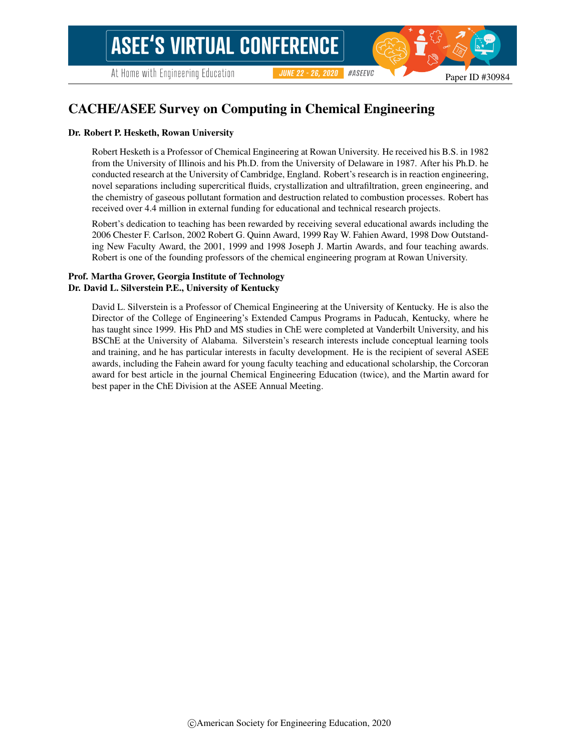# CACHE/ASEE Survey on Computing in Chemical Engineering

**Dr. Robert P. Hesketh, Rowan University**

Robert Hesketh is a Professor of Chemical Engineering at Rowan University. He received his B.S. in 1982 from the University of Illinois and his Ph.D. from the University of Delaware in 1987. After his Ph.D. he conducted research at the University of Cambridge, England. Robert's research is in reaction engineering, novel separations including supercritical fluids, crystallization and ultrafiltration, green engineering, and the chemistry of gaseous pollutant formation and destruction related to combustion processes. Robert has received over 4.4 million in external funding for educational and technical research projects.

Robert's dedication to teaching has been rewarded by receiving several educational awards including the 2006 Chester F. Carlson, 2002 Robert G. Quinn Award, 1999 Ray W. Fahien Award, 1998 Dow Outstanding New Faculty Award, the 2001, 1999 and 1998 Joseph J. Martin Awards, and four teaching awards. Robert is one of the founding professors of the chemical engineering program at Rowan University.

**Prof. Martha Grover, Georgia Institute of Technology**
**Dr. David L. Silverstein P.E., University of Kentucky**

David L. Silverstein is a Professor of Chemical Engineering at the University of Kentucky. He is also the Director of the College of Engineering's Extended Campus Programs in Paducah, Kentucky, where he has taught since 1999. His PhD and MS studies in ChE were completed at Vanderbilt University, and his BSChE at the University of Alabama. Silverstein's research interests include conceptual learning tools and training, and he has particular interests in faculty development. He is the recipient of several ASEE awards, including the Fahein award for young faculty teaching and educational scholarship, the Corcoran award for best article in the journal Chemical Engineering Education (twice), and the Martin award for best paper in the ChE Division at the ASEE Annual Meeting.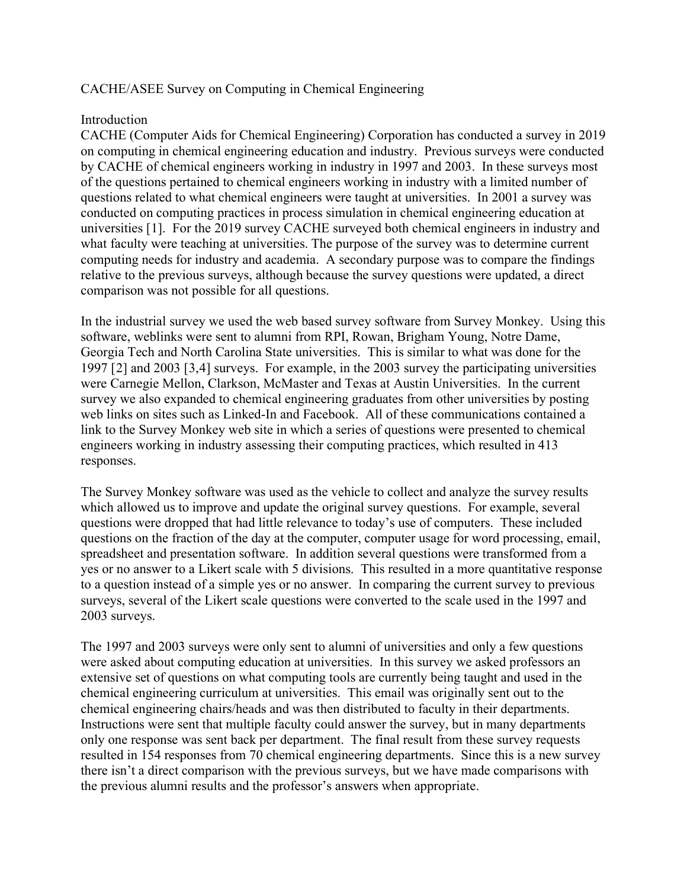# CACHE/ASEE Survey on Computing in Chemical Engineering

## Introduction

CACHE (Computer Aids for Chemical Engineering) Corporation has conducted a survey in 2019 on computing in chemical engineering education and industry. Previous surveys were conducted by CACHE of chemical engineers working in industry in 1997 and 2003. In these surveys most of the questions pertained to chemical engineers working in industry with a limited number of questions related to what chemical engineers were taught at universities. In 2001 a survey was conducted on computing practices in process simulation in chemical engineering education at universities [1]. For the 2019 survey CACHE surveyed both chemical engineers in industry and what faculty were teaching at universities. The purpose of the survey was to determine current computing needs for industry and academia. A secondary purpose was to compare the findings relative to the previous surveys, although because the survey questions were updated, a direct comparison was not possible for all questions.

In the industrial survey we used the web based survey software from Survey Monkey. Using this software, weblinks were sent to alumni from RPI, Rowan, Brigham Young, Notre Dame, Georgia Tech and North Carolina State universities. This is similar to what was done for the 1997 [2] and 2003 [3,4] surveys. For example, in the 2003 survey the participating universities were Carnegie Mellon, Clarkson, McMaster and Texas at Austin Universities. In the current survey we also expanded to chemical engineering graduates from other universities by posting web links on sites such as Linked-In and Facebook. All of these communications contained a link to the Survey Monkey web site in which a series of questions were presented to chemical engineers working in industry assessing their computing practices, which resulted in 413 responses.

The Survey Monkey software was used as the vehicle to collect and analyze the survey results which allowed us to improve and update the original survey questions. For example, several questions were dropped that had little relevance to today's use of computers. These included questions on the fraction of the day at the computer, computer usage for word processing, email, spreadsheet and presentation software. In addition several questions were transformed from a yes or no answer to a Likert scale with 5 divisions. This resulted in a more quantitative response to a question instead of a simple yes or no answer. In comparing the current survey to previous surveys, several of the Likert scale questions were converted to the scale used in the 1997 and 2003 surveys.

The 1997 and 2003 surveys were only sent to alumni of universities and only a few questions were asked about computing education at universities. In this survey we asked professors an extensive set of questions on what computing tools are currently being taught and used in the chemical engineering curriculum at universities. This email was originally sent out to the chemical engineering chairs/heads and was then distributed to faculty in their departments. Instructions were sent that multiple faculty could answer the survey, but in many departments only one response was sent back per department. The final result from these survey requests resulted in 154 responses from 70 chemical engineering departments. Since this is a new survey there isn't a direct comparison with the previous surveys, but we have made comparisons with the previous alumni results and the professor's answers when appropriate.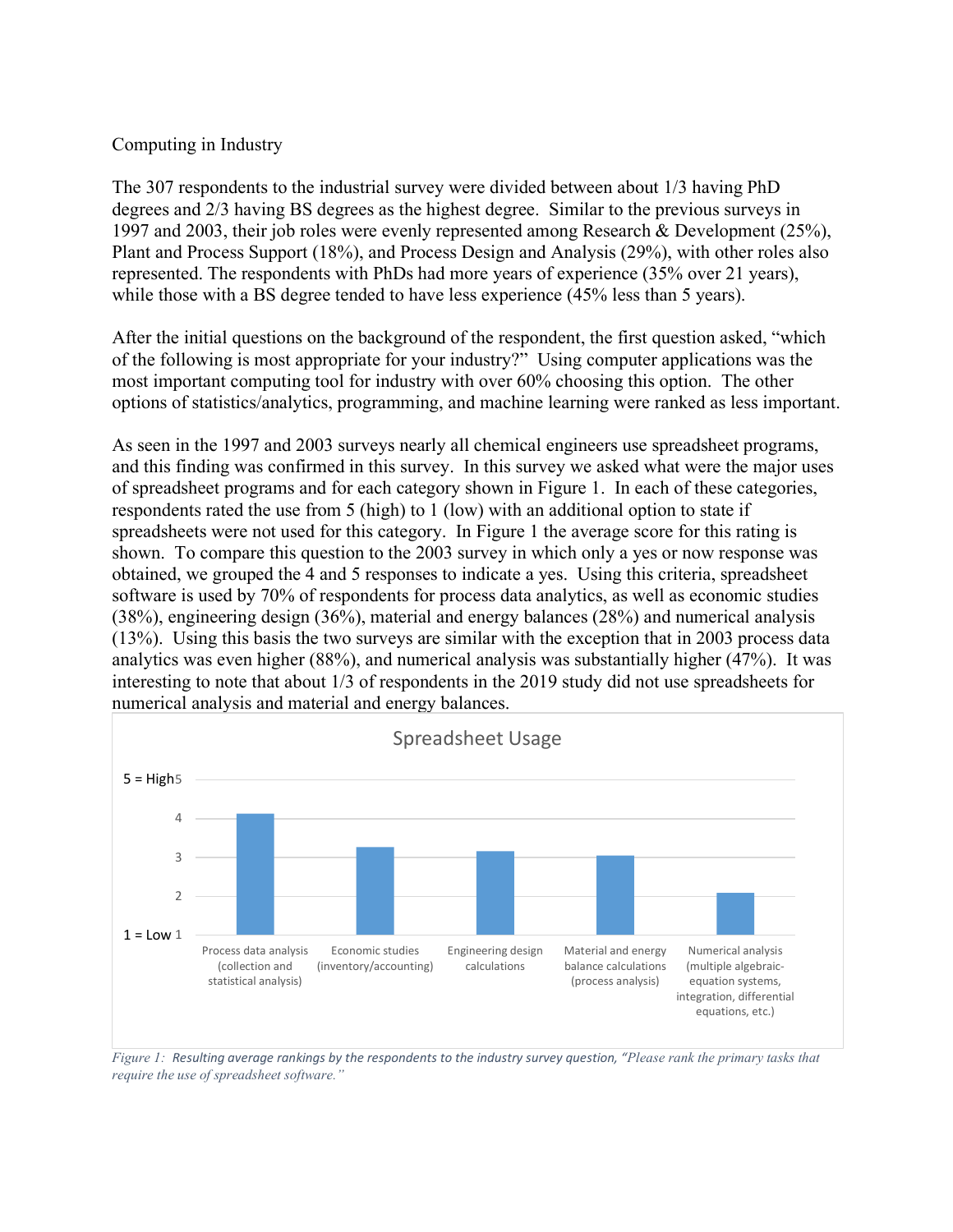Computing in Industry

The 307 respondents to the industrial survey were divided between about 1/3 having PhD degrees and 2/3 having BS degrees as the highest degree. Similar to the previous surveys in 1997 and 2003, their job roles were evenly represented among Research & Development (25%), Plant and Process Support (18%), and Process Design and Analysis (29%), with other roles also represented. The respondents with PhDs had more years of experience (35% over 21 years), while those with a BS degree tended to have less experience (45% less than 5 years).

After the initial questions on the background of the respondent, the first question asked, "which of the following is most appropriate for your industry?" Using computer applications was the most important computing tool for industry with over 60% choosing this option. The other options of statistics/analytics, programming, and machine learning were ranked as less important.

As seen in the 1997 and 2003 surveys nearly all chemical engineers use spreadsheet programs, and this finding was confirmed in this survey. In this survey we asked what were the major uses of spreadsheet programs and for each category shown in Figure 1. In each of these categories, respondents rated the use from 5 (high) to 1 (low) with an additional option to state if spreadsheets were not used for this category. In Figure 1 the average score for this rating is shown. To compare this question to the 2003 survey in which only a yes or now response was obtained, we grouped the 4 and 5 responses to indicate a yes. Using this criteria, spreadsheet software is used by 70% of respondents for process data analytics, as well as economic studies (38%), engineering design (36%), material and energy balances (28%) and numerical analysis (13%). Using this basis the two surveys are similar with the exception that in 2003 process data analytics was even higher (88%), and numerical analysis was substantially higher (47%). It was interesting to note that about 1/3 of respondents in the 2019 study did not use spreadsheets for numerical analysis and material and energy balances.

Spreadsheet Usage

| Task | Average ranking (5 = High, 1 = Low) |
|---|---|
| Process data analysis (collection and statistical analysis) | ~4.1 |
| Economic studies (inventory/accounting) | ~3.3 |
| Engineering design calculations | ~3.2 |
| Material and energy balance calculations (process analysis) | ~3.1 |
| Numerical analysis (multiple algebraic-equation systems, integration, differential equations, etc.) | ~2.1 |

*Figure 1: Resulting average rankings by the respondents to the industry survey question, "Please rank the primary tasks that require the use of spreadsheet software."*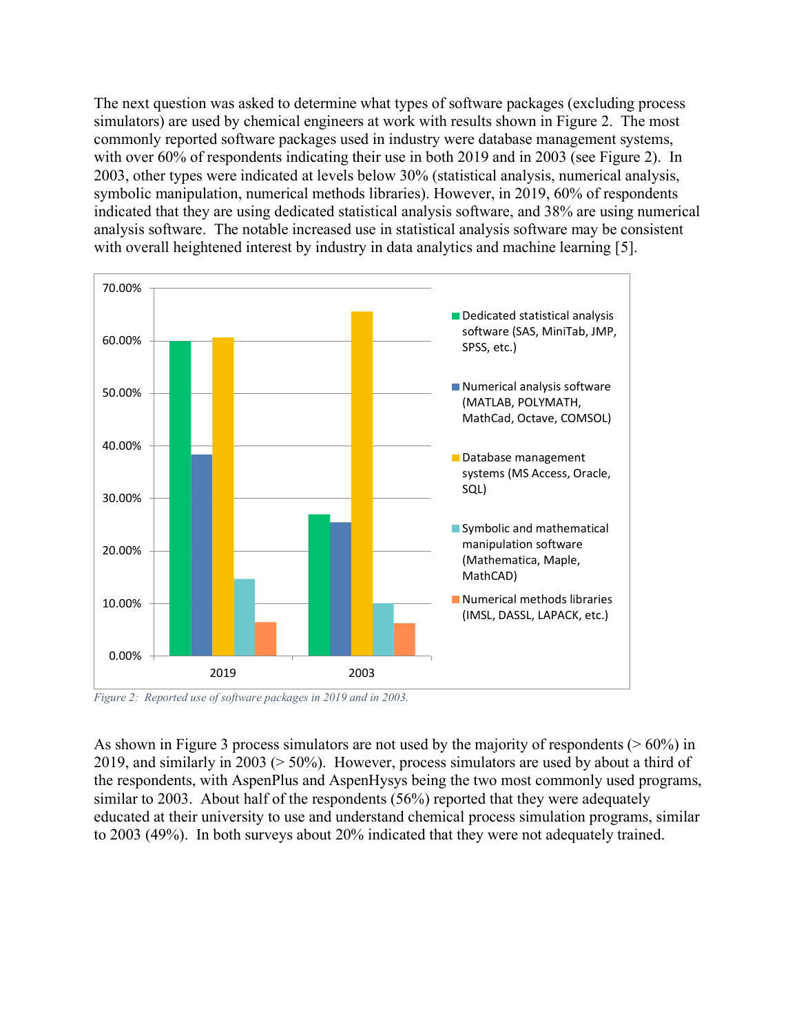The next question was asked to determine what types of software packages (excluding process simulators) are used by chemical engineers at work with results shown in Figure 2. The most commonly reported software packages used in industry were database management systems, with over 60% of respondents indicating their use in both 2019 and in 2003 (see Figure 2). In 2003, other types were indicated at levels below 30% (statistical analysis, numerical analysis, symbolic manipulation, numerical methods libraries). However, in 2019, 60% of respondents indicated that they are using dedicated statistical analysis software, and 38% are using numerical analysis software. The notable increased use in statistical analysis software may be consistent with overall heightened interest by industry in data analytics and machine learning [5].

*Figure 2: Reported use of software packages in 2019 and in 2003.*

As shown in Figure 3 process simulators are not used by the majority of respondents (> 60%) in 2019, and similarly in 2003 (> 50%). However, process simulators are used by about a third of the respondents, with AspenPlus and AspenHysys being the two most commonly used programs, similar to 2003. About half of the respondents (56%) reported that they were adequately educated at their university to use and understand chemical process simulation programs, similar to 2003 (49%). In both surveys about 20% indicated that they were not adequately trained.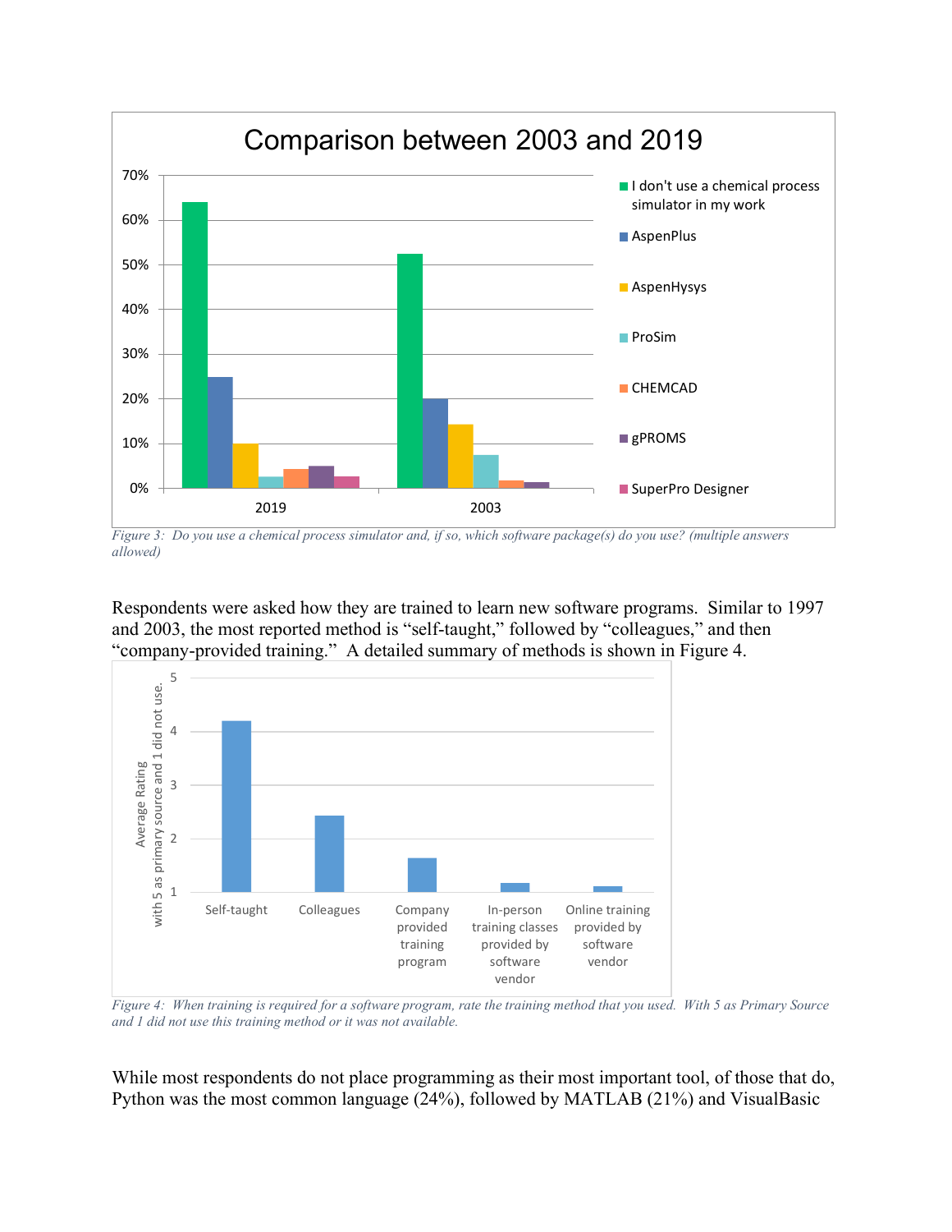Figure 3: Do you use a chemical process simulator and, if so, which software package(s) do you use? (multiple answers allowed)

Respondents were asked how they are trained to learn new software programs. Similar to 1997 and 2003, the most reported method is “self-taught,” followed by “colleagues,” and then “company-provided training.” A detailed summary of methods is shown in Figure 4.

Figure 4: When training is required for a software program, rate the training method that you used. With 5 as Primary Source and 1 did not use this training method or it was not available.

While most respondents do not place programming as their most important tool, of those that do, Python was the most common language (24%), followed by MATLAB (21%) and VisualBasic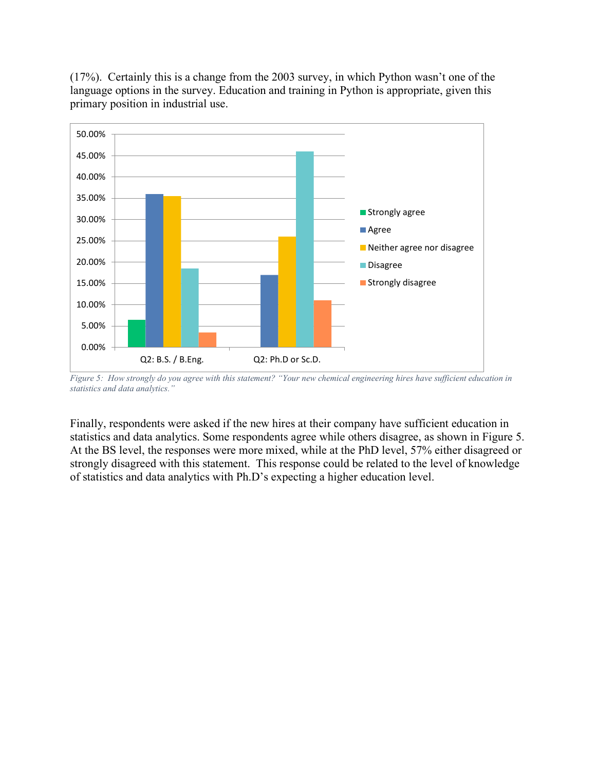(17%). Certainly this is a change from the 2003 survey, in which Python wasn't one of the language options in the survey. Education and training in Python is appropriate, given this primary position in industrial use.

*Figure 5: How strongly do you agree with this statement? "Your new chemical engineering hires have sufficient education in statistics and data analytics."*

Finally, respondents were asked if the new hires at their company have sufficient education in statistics and data analytics. Some respondents agree while others disagree, as shown in Figure 5. At the BS level, the responses were more mixed, while at the PhD level, 57% either disagreed or strongly disagreed with this statement. This response could be related to the level of knowledge of statistics and data analytics with Ph.D's expecting a higher education level.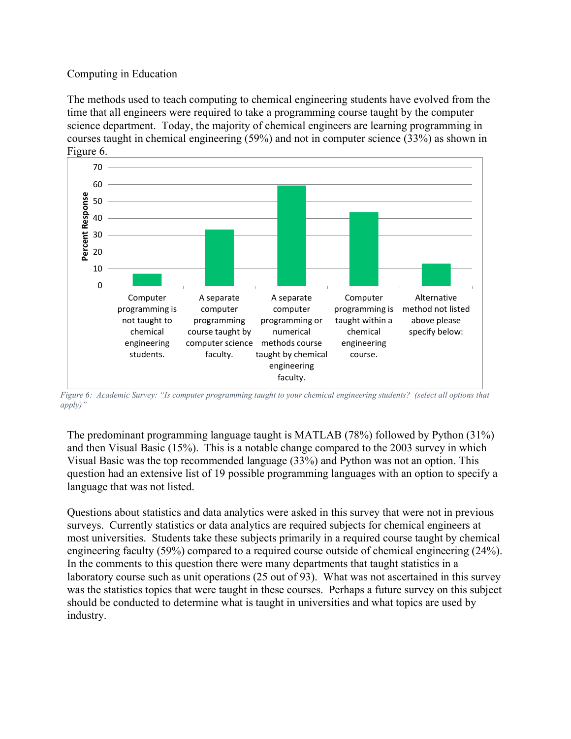Computing in Education

The methods used to teach computing to chemical engineering students have evolved from the time that all engineers were required to take a programming course taught by the computer science department. Today, the majority of chemical engineers are learning programming in courses taught in chemical engineering (59%) and not in computer science (33%) as shown in Figure 6.

*Figure 6: Academic Survey: "Is computer programming taught to your chemical engineering students? (select all options that apply)"*

The predominant programming language taught is MATLAB (78%) followed by Python (31%) and then Visual Basic (15%). This is a notable change compared to the 2003 survey in which Visual Basic was the top recommended language (33%) and Python was not an option. This question had an extensive list of 19 possible programming languages with an option to specify a language that was not listed.

Questions about statistics and data analytics were asked in this survey that were not in previous surveys. Currently statistics or data analytics are required subjects for chemical engineers at most universities. Students take these subjects primarily in a required course taught by chemical engineering faculty (59%) compared to a required course outside of chemical engineering (24%). In the comments to this question there were many departments that taught statistics in a laboratory course such as unit operations (25 out of 93). What was not ascertained in this survey was the statistics topics that were taught in these courses. Perhaps a future survey on this subject should be conducted to determine what is taught in universities and what topics are used by industry.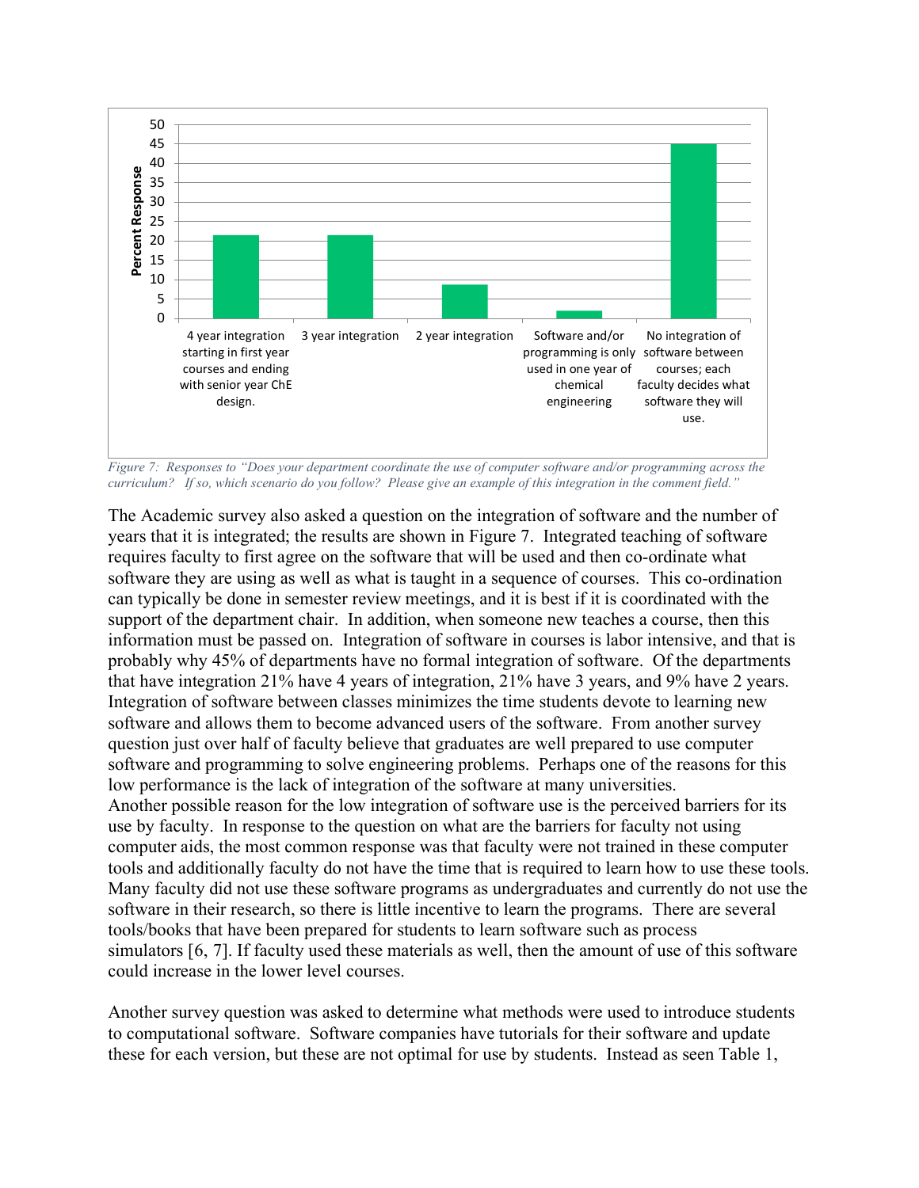Figure 7: Responses to "Does your department coordinate the use of computer software and/or programming across the curriculum? If so, which scenario do you follow? Please give an example of this integration in the comment field."

The Academic survey also asked a question on the integration of software and the number of years that it is integrated; the results are shown in Figure 7. Integrated teaching of software requires faculty to first agree on the software that will be used and then co-ordinate what software they are using as well as what is taught in a sequence of courses. This co-ordination can typically be done in semester review meetings, and it is best if it is coordinated with the support of the department chair. In addition, when someone new teaches a course, then this information must be passed on. Integration of software in courses is labor intensive, and that is probably why 45% of departments have no formal integration of software. Of the departments that have integration 21% have 4 years of integration, 21% have 3 years, and 9% have 2 years. Integration of software between classes minimizes the time students devote to learning new software and allows them to become advanced users of the software. From another survey question just over half of faculty believe that graduates are well prepared to use computer software and programming to solve engineering problems. Perhaps one of the reasons for this low performance is the lack of integration of the software at many universities.
Another possible reason for the low integration of software use is the perceived barriers for its use by faculty. In response to the question on what are the barriers for faculty not using computer aids, the most common response was that faculty were not trained in these computer tools and additionally faculty do not have the time that is required to learn how to use these tools. Many faculty did not use these software programs as undergraduates and currently do not use the software in their research, so there is little incentive to learn the programs. There are several tools/books that have been prepared for students to learn software such as process simulators [6, 7]. If faculty used these materials as well, then the amount of use of this software could increase in the lower level courses.

Another survey question was asked to determine what methods were used to introduce students to computational software. Software companies have tutorials for their software and update these for each version, but these are not optimal for use by students. Instead as seen Table 1,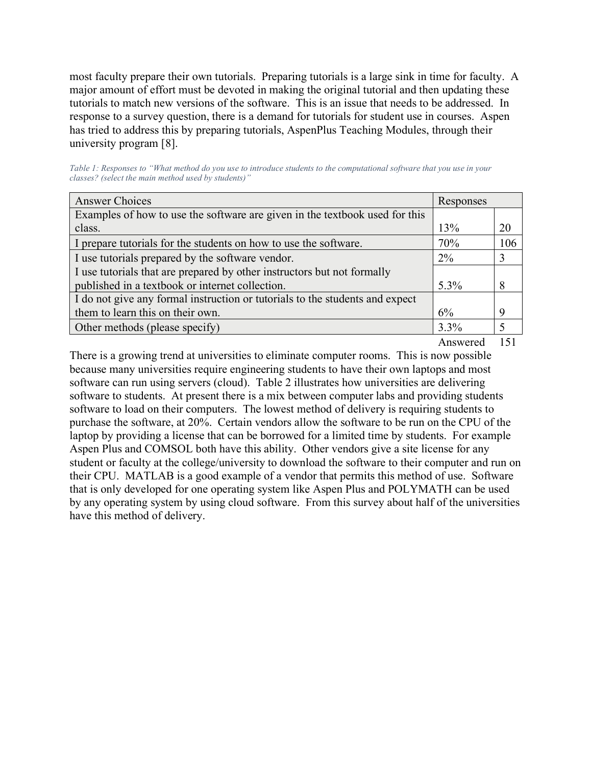most faculty prepare their own tutorials. Preparing tutorials is a large sink in time for faculty. A major amount of effort must be devoted in making the original tutorial and then updating these tutorials to match new versions of the software. This is an issue that needs to be addressed. In response to a survey question, there is a demand for tutorials for student use in courses. Aspen has tried to address this by preparing tutorials, AspenPlus Teaching Modules, through their university program [8].

*Table 1: Responses to "What method do you use to introduce students to the computational software that you use in your classes? (select the main method used by students)"*

| Answer Choices | Responses | |
|---|---|---|
| Examples of how to use the software are given in the textbook used for this class. | 13% | 20 |
| I prepare tutorials for the students on how to use the software. | 70% | 106 |
| I use tutorials prepared by the software vendor. | 2% | 3 |
| I use tutorials that are prepared by other instructors but not formally published in a textbook or internet collection. | 5.3% | 8 |
| I do not give any formal instruction or tutorials to the students and expect them to learn this on their own. | 6% | 9 |
| Other methods (please specify) | 3.3% | 5 |
| | Answered | 151 |

There is a growing trend at universities to eliminate computer rooms. This is now possible because many universities require engineering students to have their own laptops and most software can run using servers (cloud). Table 2 illustrates how universities are delivering software to students. At present there is a mix between computer labs and providing students software to load on their computers. The lowest method of delivery is requiring students to purchase the software, at 20%. Certain vendors allow the software to be run on the CPU of the laptop by providing a license that can be borrowed for a limited time by students. For example Aspen Plus and COMSOL both have this ability. Other vendors give a site license for any student or faculty at the college/university to download the software to their computer and run on their CPU. MATLAB is a good example of a vendor that permits this method of use. Software that is only developed for one operating system like Aspen Plus and POLYMATH can be used by any operating system by using cloud software. From this survey about half of the universities have this method of delivery.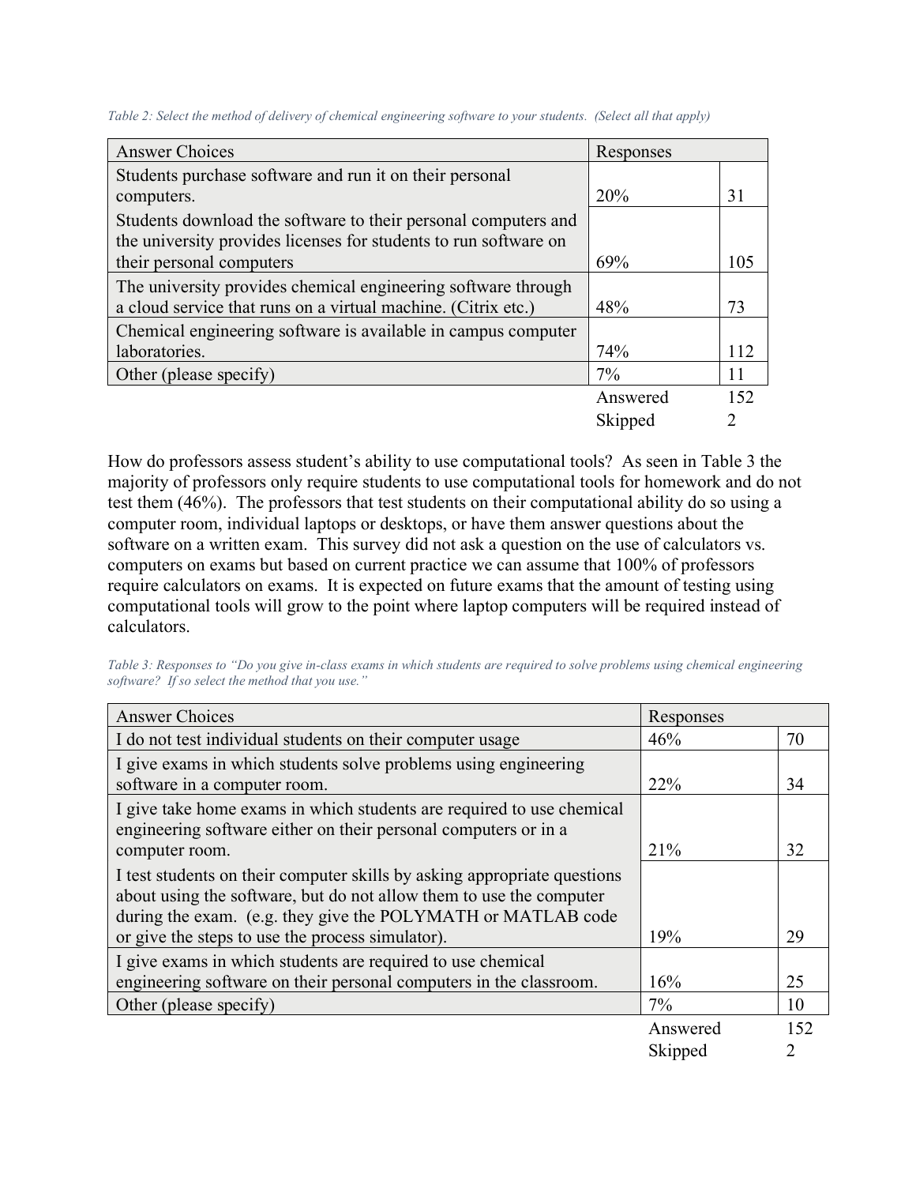*Table 2: Select the method of delivery of chemical engineering software to your students. (Select all that apply)*

| Answer Choices | Responses | |
|---|---|---|
| Students purchase software and run it on their personal computers. | 20% | 31 |
| Students download the software to their personal computers and the university provides licenses for students to run software on their personal computers | 69% | 105 |
| The university provides chemical engineering software through a cloud service that runs on a virtual machine. (Citrix etc.) | 48% | 73 |
| Chemical engineering software is available in campus computer laboratories. | 74% | 112 |
| Other (please specify) | 7% | 11 |
| | Answered | 152 |
| | Skipped | 2 |

How do professors assess student's ability to use computational tools? As seen in Table 3 the majority of professors only require students to use computational tools for homework and do not test them (46%). The professors that test students on their computational ability do so using a computer room, individual laptops or desktops, or have them answer questions about the software on a written exam. This survey did not ask a question on the use of calculators vs. computers on exams but based on current practice we can assume that 100% of professors require calculators on exams. It is expected on future exams that the amount of testing using computational tools will grow to the point where laptop computers will be required instead of calculators.

*Table 3: Responses to "Do you give in-class exams in which students are required to solve problems using chemical engineering software? If so select the method that you use."*

| Answer Choices | Responses | |
|---|---|---|
| I do not test individual students on their computer usage | 46% | 70 |
| I give exams in which students solve problems using engineering software in a computer room. | 22% | 34 |
| I give take home exams in which students are required to use chemical engineering software either on their personal computers or in a computer room. | 21% | 32 |
| I test students on their computer skills by asking appropriate questions about using the software, but do not allow them to use the computer during the exam. (e.g. they give the POLYMATH or MATLAB code or give the steps to use the process simulator). | 19% | 29 |
| I give exams in which students are required to use chemical engineering software on their personal computers in the classroom. | 16% | 25 |
| Other (please specify) | 7% | 10 |
| | Answered | 152 |
| | Skipped | 2 |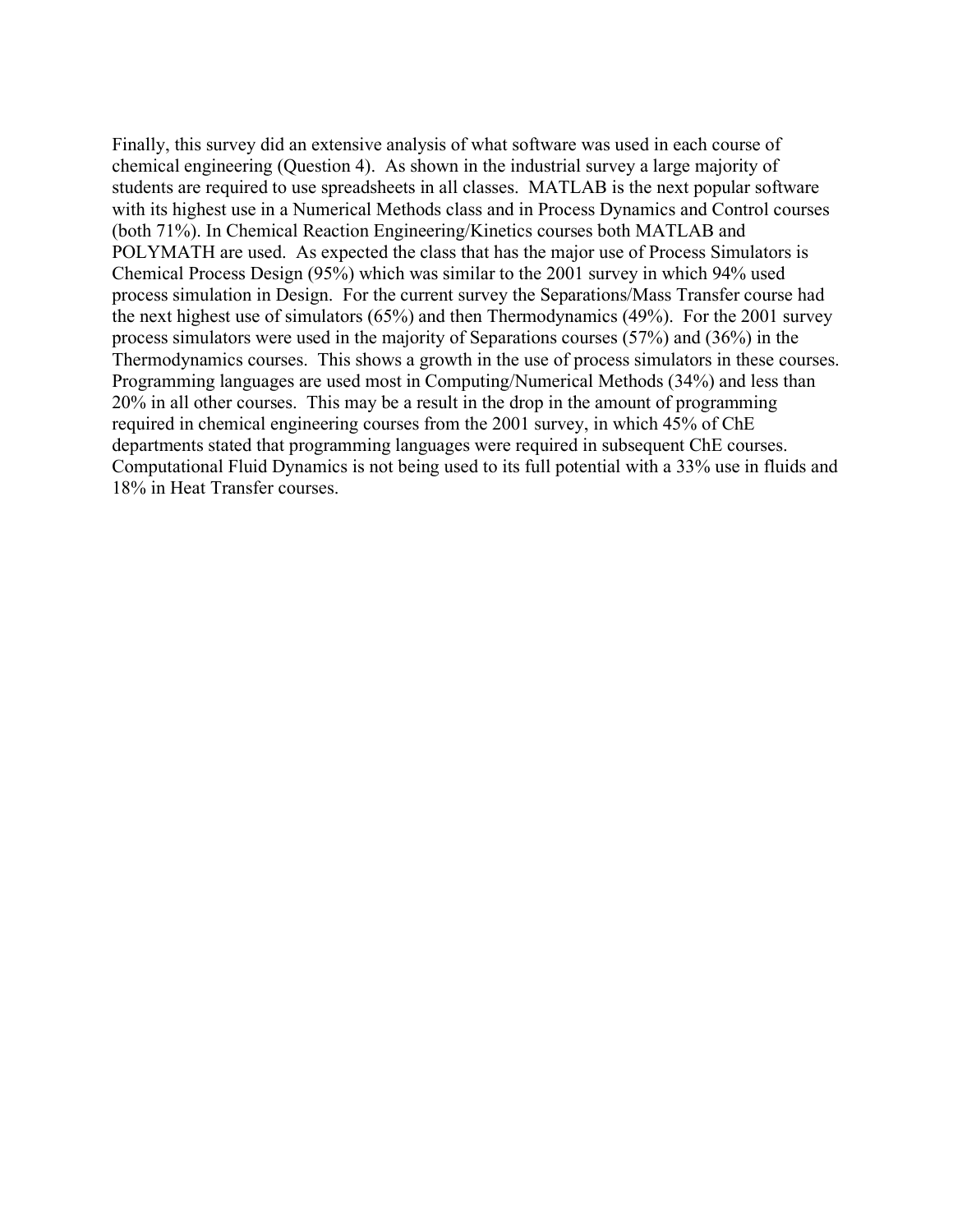Finally, this survey did an extensive analysis of what software was used in each course of chemical engineering (Question 4). As shown in the industrial survey a large majority of students are required to use spreadsheets in all classes. MATLAB is the next popular software with its highest use in a Numerical Methods class and in Process Dynamics and Control courses (both 71%). In Chemical Reaction Engineering/Kinetics courses both MATLAB and POLYMATH are used. As expected the class that has the major use of Process Simulators is Chemical Process Design (95%) which was similar to the 2001 survey in which 94% used process simulation in Design. For the current survey the Separations/Mass Transfer course had the next highest use of simulators (65%) and then Thermodynamics (49%). For the 2001 survey process simulators were used in the majority of Separations courses (57%) and (36%) in the Thermodynamics courses. This shows a growth in the use of process simulators in these courses. Programming languages are used most in Computing/Numerical Methods (34%) and less than 20% in all other courses. This may be a result in the drop in the amount of programming required in chemical engineering courses from the 2001 survey, in which 45% of ChE departments stated that programming languages were required in subsequent ChE courses. Computational Fluid Dynamics is not being used to its full potential with a 33% use in fluids and 18% in Heat Transfer courses.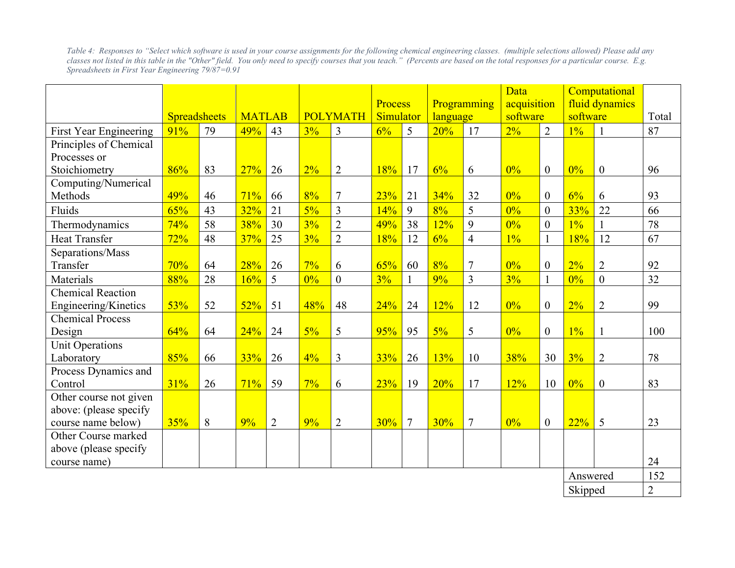*Table 4: Responses to "Select which software is used in your course assignments for the following chemical engineering classes. (multiple selections allowed) Please add any classes not listed in this table in the "Other" field. You only need to specify courses that you teach." (Percents are based on the total responses for a particular course. E.g. Spreadsheets in First Year Engineering 79/87=0.91*

| | Spreadsheets | | MATLAB | | POLYMATH | | Process Simulator | | Programming language | | Data acquisition software | | Computational fluid dynamics software | | Total |
|---|---|---|---|---|---|---|---|---|---|---|---|---|---|---|---|
| First Year Engineering | 91% | 79 | 49% | 43 | 3% | 3 | 6% | 5 | 20% | 17 | 2% | 2 | 1% | 1 | 87 |
| Principles of Chemical Processes or Stoichiometry | 86% | 83 | 27% | 26 | 2% | 2 | 18% | 17 | 6% | 6 | 0% | 0 | 0% | 0 | 96 |
| Computing/Numerical Methods | 49% | 46 | 71% | 66 | 8% | 7 | 23% | 21 | 34% | 32 | 0% | 0 | 6% | 6 | 93 |
| Fluids | 65% | 43 | 32% | 21 | 5% | 3 | 14% | 9 | 8% | 5 | 0% | 0 | 33% | 22 | 66 |
| Thermodynamics | 74% | 58 | 38% | 30 | 3% | 2 | 49% | 38 | 12% | 9 | 0% | 0 | 1% | 1 | 78 |
| Heat Transfer | 72% | 48 | 37% | 25 | 3% | 2 | 18% | 12 | 6% | 4 | 1% | 1 | 18% | 12 | 67 |
| Separations/Mass Transfer | 70% | 64 | 28% | 26 | 7% | 6 | 65% | 60 | 8% | 7 | 0% | 0 | 2% | 2 | 92 |
| Materials | 88% | 28 | 16% | 5 | 0% | 0 | 3% | 1 | 9% | 3 | 3% | 1 | 0% | 0 | 32 |
| Chemical Reaction Engineering/Kinetics | 53% | 52 | 52% | 51 | 48% | 48 | 24% | 24 | 12% | 12 | 0% | 0 | 2% | 2 | 99 |
| Chemical Process Design | 64% | 64 | 24% | 24 | 5% | 5 | 95% | 95 | 5% | 5 | 0% | 0 | 1% | 1 | 100 |
| Unit Operations Laboratory | 85% | 66 | 33% | 26 | 4% | 3 | 33% | 26 | 13% | 10 | 38% | 30 | 3% | 2 | 78 |
| Process Dynamics and Control | 31% | 26 | 71% | 59 | 7% | 6 | 23% | 19 | 20% | 17 | 12% | 10 | 0% | 0 | 83 |
| Other course not given above: (please specify course name below) | 35% | 8 | 9% | 2 | 9% | 2 | 30% | 7 | 30% | 7 | 0% | 0 | 22% | 5 | 23 |
| Other Course marked above (please specify course name) | | | | | | | | | | | | | | | 24 |
| | | | | | | | | | | | | | Answered | | 152 |
| | | | | | | | | | | | | | Skipped | | 2 |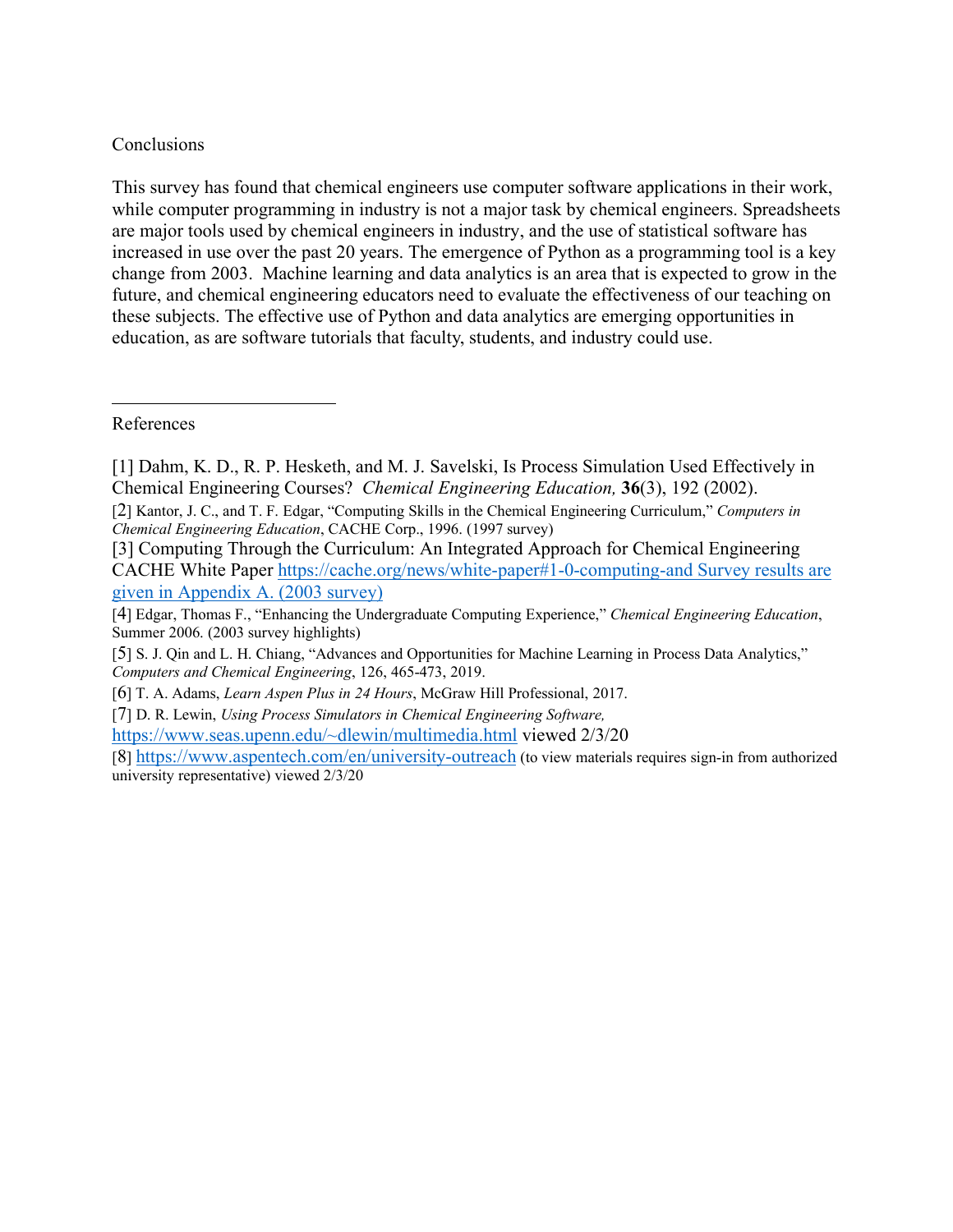## Conclusions

This survey has found that chemical engineers use computer software applications in their work, while computer programming in industry is not a major task by chemical engineers. Spreadsheets are major tools used by chemical engineers in industry, and the use of statistical software has increased in use over the past 20 years. The emergence of Python as a programming tool is a key change from 2003. Machine learning and data analytics is an area that is expected to grow in the future, and chemical engineering educators need to evaluate the effectiveness of our teaching on these subjects. The effective use of Python and data analytics are emerging opportunities in education, as are software tutorials that faculty, students, and industry could use.

---

## References

[1] Dahm, K. D., R. P. Hesketh, and M. J. Savelski, Is Process Simulation Used Effectively in Chemical Engineering Courses? *Chemical Engineering Education,* **36**(3), 192 (2002).

[2] Kantor, J. C., and T. F. Edgar, "Computing Skills in the Chemical Engineering Curriculum," *Computers in Chemical Engineering Education*, CACHE Corp., 1996. (1997 survey)

[3] Computing Through the Curriculum: An Integrated Approach for Chemical Engineering CACHE White Paper https://cache.org/news/white-paper#1-0-computing-and Survey results are given in Appendix A. (2003 survey)

[4] Edgar, Thomas F., "Enhancing the Undergraduate Computing Experience," *Chemical Engineering Education*, Summer 2006. (2003 survey highlights)

[5] S. J. Qin and L. H. Chiang, "Advances and Opportunities for Machine Learning in Process Data Analytics," *Computers and Chemical Engineering*, 126, 465-473, 2019.

[6] T. A. Adams, *Learn Aspen Plus in 24 Hours*, McGraw Hill Professional, 2017.

[7] D. R. Lewin, *Using Process Simulators in Chemical Engineering Software,* https://www.seas.upenn.edu/~dlewin/multimedia.html viewed 2/3/20

[8] https://www.aspentech.com/en/university-outreach (to view materials requires sign-in from authorized university representative) viewed 2/3/20